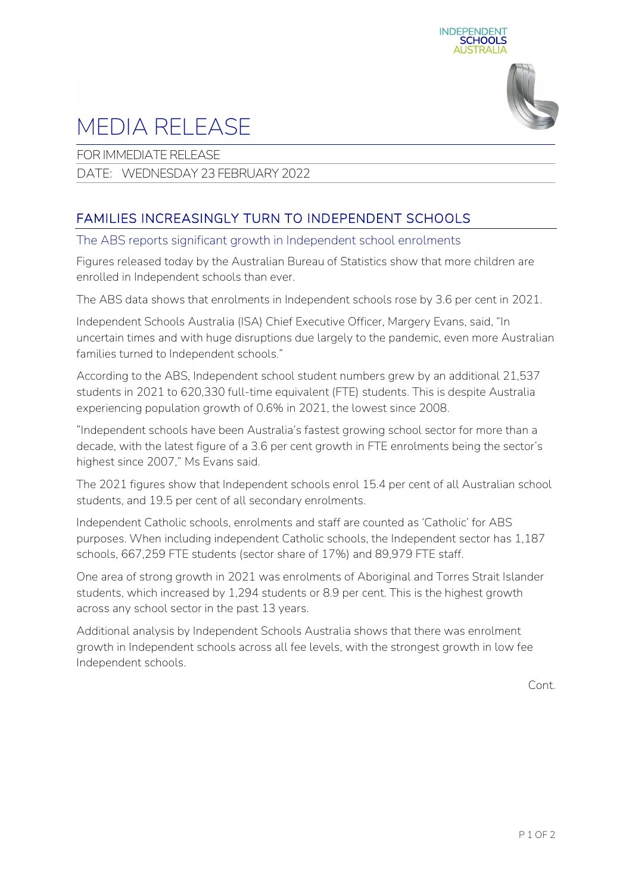# MEDIA RELEASE

FOR IMMEDIATE RELEASE

DATE: WEDNESDAY 23 FEBRUARY 2022

## FAMILIES INCREASINGLY TURN TO INDEPENDENT SCHOOLS

### The ABS reports significant growth in Independent school enrolments

Figures released today by the Australian Bureau of Statistics show that more children are enrolled in Independent schools than ever.

The ABS data shows that enrolments in Independent schools rose by 3.6 per cent in 2021.

Independent Schools Australia (ISA) Chief Executive Officer, Margery Evans, said, "In uncertain times and with huge disruptions due largely to the pandemic, even more Australian families turned to Independent schools."

According to the ABS, Independent school student numbers grew by an additional 21,537 students in 2021 to 620,330 full-time equivalent (FTE) students. This is despite Australia experiencing population growth of 0.6% in 2021, the lowest since 2008.

"Independent schools have been Australia's fastest growing school sector for more than a decade, with the latest figure of a 3.6 per cent growth in FTE enrolments being the sector's highest since 2007," Ms Evans said.

The 2021 figures show that Independent schools enrol 15.4 per cent of all Australian school students, and 19.5 per cent of all secondary enrolments.

Independent Catholic schools, enrolments and staff are counted as 'Catholic' for ABS purposes. When including independent Catholic schools, the Independent sector has 1,187 schools, 667,259 FTE students (sector share of 17%) and 89,979 FTE staff.

One area of strong growth in 2021 was enrolments of Aboriginal and Torres Strait Islander students, which increased by 1,294 students or 8.9 per cent. This is the highest growth across any school sector in the past 13 years.

Additional analysis by Independent Schools Australia shows that there was enrolment growth in Independent schools across all fee levels, with the strongest growth in low fee Independent schools.

Cont.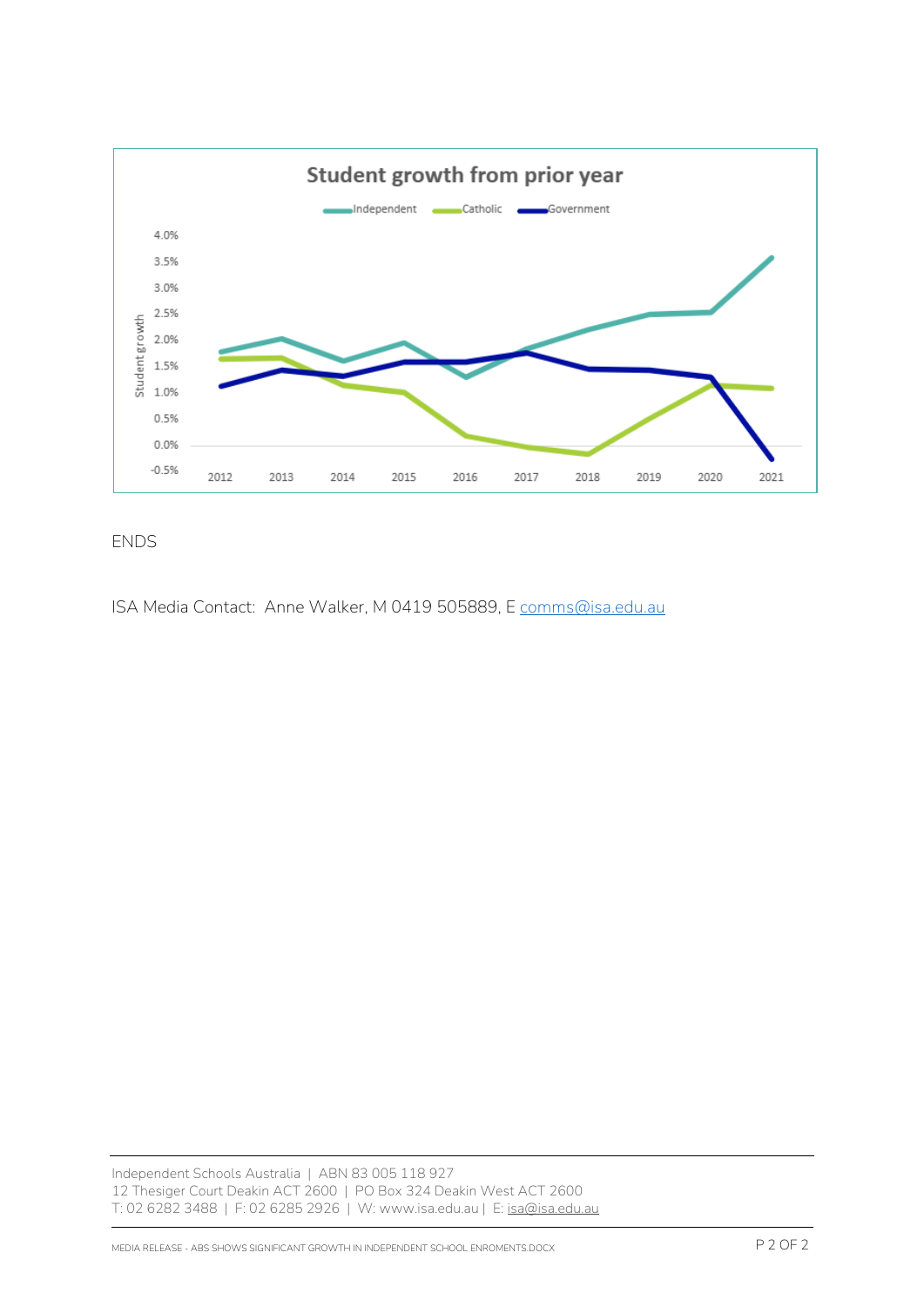Student growth from prior year

Independent | Catholic | Government

Student growth

4.0%
3.5%
3.0%
2.5%
2.0%
1.5%
1.0%
0.5%
0.0%
-0.5%

2012 2013 2014 2015 2016 2017 2018 2019 2020 2021

ENDS

ISA Media Contact: Anne Walker, M 0419 505889, E comms@isa.edu.au

Independent Schools Australia | ABN 83 005 118 927
12 Thesiger Court Deakin ACT 2600 | PO Box 324 Deakin West ACT 2600
T: 02 6282 3488 | F: 02 6285 2926 | W: www.isa.edu.au | E: isa@isa.edu.au